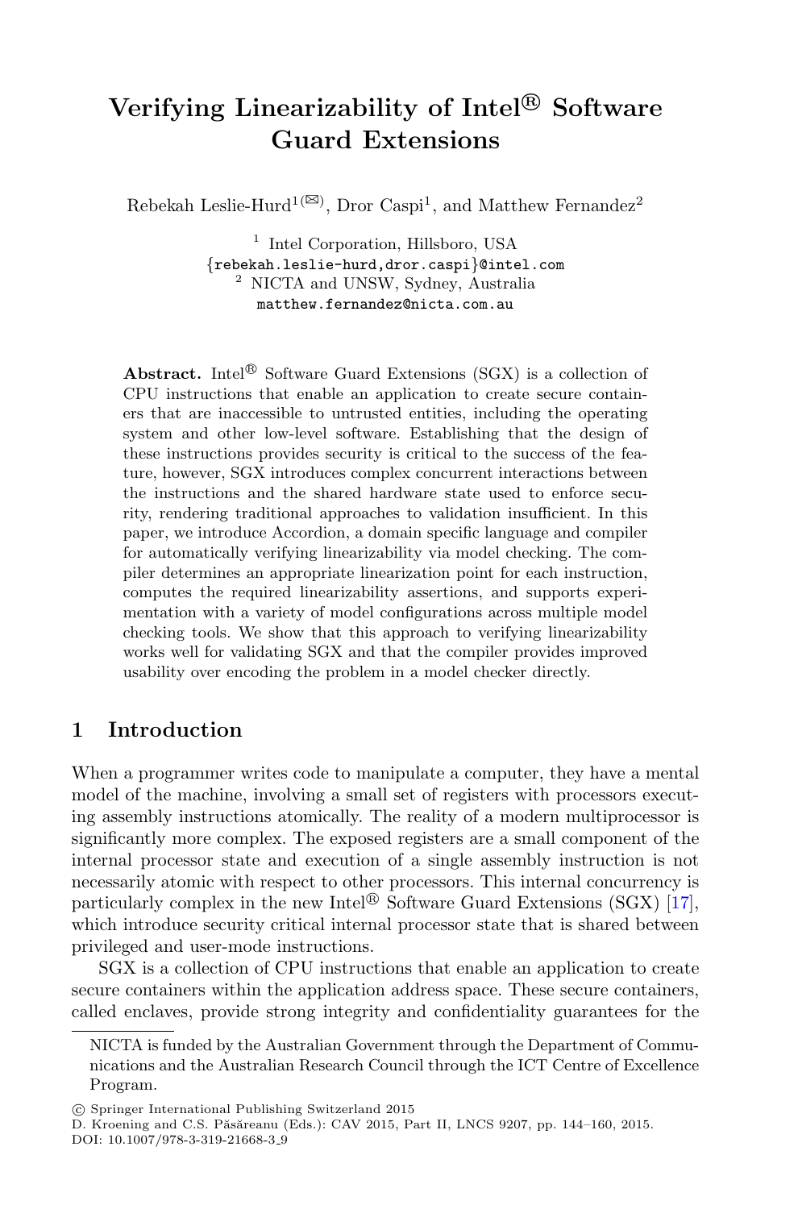# Verifying Linearizability of Intel® Software Guard Extensions

Rebekah Leslie-Hurd[1(✉)], Dror Caspi[1], and Matthew Fernandez[2]

[1] Intel Corporation, Hillsboro, USA
{rebekah.leslie-hurd,dror.caspi}@intel.com
[2] NICTA and UNSW, Sydney, Australia
matthew.fernandez@nicta.com.au

**Abstract.** Intel® Software Guard Extensions (SGX) is a collection of CPU instructions that enable an application to create secure containers that are inaccessible to untrusted entities, including the operating system and other low-level software. Establishing that the design of these instructions provides security is critical to the success of the feature, however, SGX introduces complex concurrent interactions between the instructions and the shared hardware state used to enforce security, rendering traditional approaches to validation insufficient. In this paper, we introduce Accordion, a domain specific language and compiler for automatically verifying linearizability via model checking. The compiler determines an appropriate linearization point for each instruction, computes the required linearizability assertions, and supports experimentation with a variety of model configurations across multiple model checking tools. We show that this approach to verifying linearizability works well for validating SGX and that the compiler provides improved usability over encoding the problem in a model checker directly.

## 1 Introduction

When a programmer writes code to manipulate a computer, they have a mental model of the machine, involving a small set of registers with processors executing assembly instructions atomically. The reality of a modern multiprocessor is significantly more complex. The exposed registers are a small component of the internal processor state and execution of a single assembly instruction is not necessarily atomic with respect to other processors. This internal concurrency is particularly complex in the new Intel® Software Guard Extensions (SGX) [17], which introduce security critical internal processor state that is shared between privileged and user-mode instructions.

SGX is a collection of CPU instructions that enable an application to create secure containers within the application address space. These secure containers, called enclaves, provide strong integrity and confidentiality guarantees for the

NICTA is funded by the Australian Government through the Department of Communications and the Australian Research Council through the ICT Centre of Excellence Program.

© Springer International Publishing Switzerland 2015
D. Kroening and C.S. Păsăreanu (Eds.): CAV 2015, Part II, LNCS 9207, pp. 144–160, 2015.
DOI: 10.1007/978-3-319-21668-3_9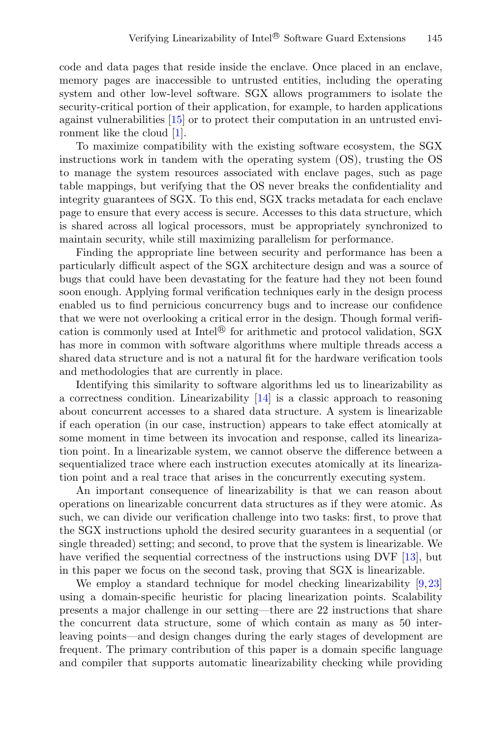code and data pages that reside inside the enclave. Once placed in an enclave, memory pages are inaccessible to untrusted entities, including the operating system and other low-level software. SGX allows programmers to isolate the security-critical portion of their application, for example, to harden applications against vulnerabilities [15] or to protect their computation in an untrusted environment like the cloud [1].

To maximize compatibility with the existing software ecosystem, the SGX instructions work in tandem with the operating system (OS), trusting the OS to manage the system resources associated with enclave pages, such as page table mappings, but verifying that the OS never breaks the confidentiality and integrity guarantees of SGX. To this end, SGX tracks metadata for each enclave page to ensure that every access is secure. Accesses to this data structure, which is shared across all logical processors, must be appropriately synchronized to maintain security, while still maximizing parallelism for performance.

Finding the appropriate line between security and performance has been a particularly difficult aspect of the SGX architecture design and was a source of bugs that could have been devastating for the feature had they not been found soon enough. Applying formal verification techniques early in the design process enabled us to find pernicious concurrency bugs and to increase our confidence that we were not overlooking a critical error in the design. Though formal verification is commonly used at Intel® for arithmetic and protocol validation, SGX has more in common with software algorithms where multiple threads access a shared data structure and is not a natural fit for the hardware verification tools and methodologies that are currently in place.

Identifying this similarity to software algorithms led us to linearizability as a correctness condition. Linearizability [14] is a classic approach to reasoning about concurrent accesses to a shared data structure. A system is linearizable if each operation (in our case, instruction) appears to take effect atomically at some moment in time between its invocation and response, called its linearization point. In a linearizable system, we cannot observe the difference between a sequentialized trace where each instruction executes atomically at its linearization point and a real trace that arises in the concurrently executing system.

An important consequence of linearizability is that we can reason about operations on linearizable concurrent data structures as if they were atomic. As such, we can divide our verification challenge into two tasks: first, to prove that the SGX instructions uphold the desired security guarantees in a sequential (or single threaded) setting; and second, to prove that the system is linearizable. We have verified the sequential correctness of the instructions using DVF [13], but in this paper we focus on the second task, proving that SGX is linearizable.

We employ a standard technique for model checking linearizability [9,23] using a domain-specific heuristic for placing linearization points. Scalability presents a major challenge in our setting—there are 22 instructions that share the concurrent data structure, some of which contain as many as 50 interleaving points—and design changes during the early stages of development are frequent. The primary contribution of this paper is a domain specific language and compiler that supports automatic linearizability checking while providing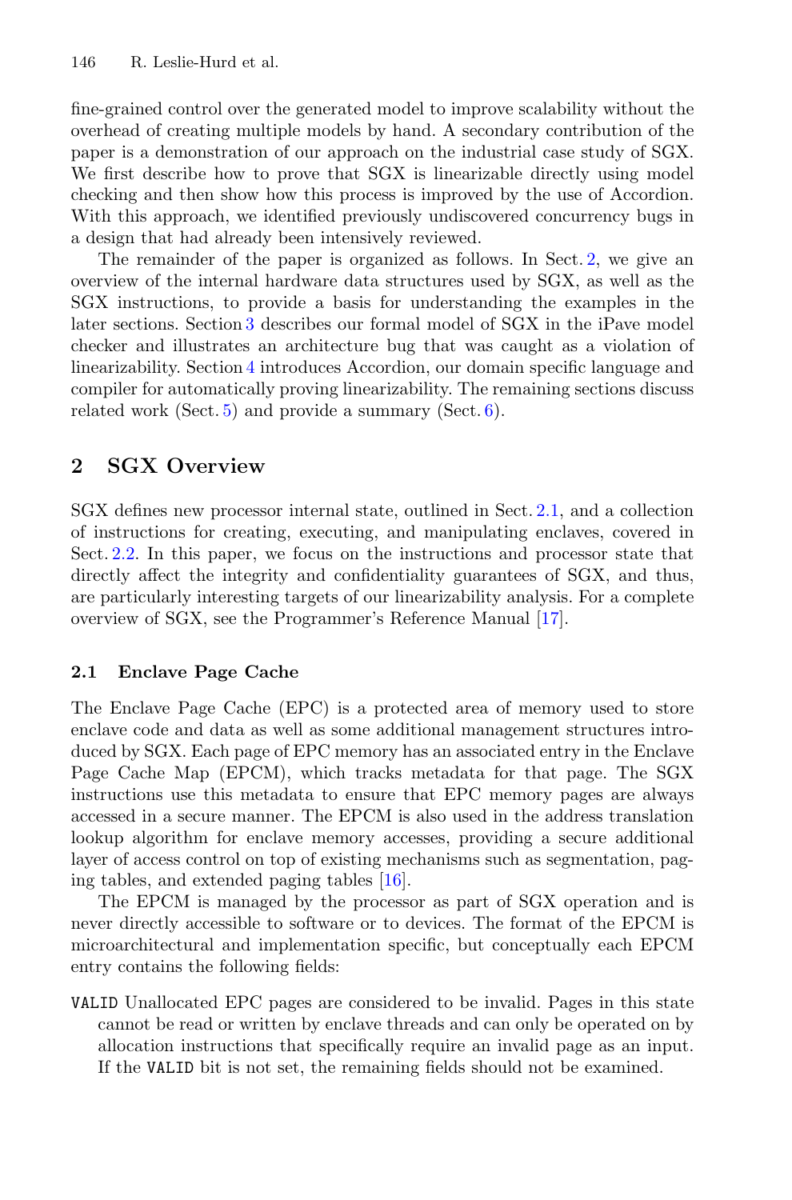fine-grained control over the generated model to improve scalability without the overhead of creating multiple models by hand. A secondary contribution of the paper is a demonstration of our approach on the industrial case study of SGX. We first describe how to prove that SGX is linearizable directly using model checking and then show how this process is improved by the use of Accordion. With this approach, we identified previously undiscovered concurrency bugs in a design that had already been intensively reviewed.

The remainder of the paper is organized as follows. In Sect. 2, we give an overview of the internal hardware data structures used by SGX, as well as the SGX instructions, to provide a basis for understanding the examples in the later sections. Section 3 describes our formal model of SGX in the iPave model checker and illustrates an architecture bug that was caught as a violation of linearizability. Section 4 introduces Accordion, our domain specific language and compiler for automatically proving linearizability. The remaining sections discuss related work (Sect. 5) and provide a summary (Sect. 6).

## 2 SGX Overview

SGX defines new processor internal state, outlined in Sect. 2.1, and a collection of instructions for creating, executing, and manipulating enclaves, covered in Sect. 2.2. In this paper, we focus on the instructions and processor state that directly affect the integrity and confidentiality guarantees of SGX, and thus, are particularly interesting targets of our linearizability analysis. For a complete overview of SGX, see the Programmer's Reference Manual [17].

### 2.1 Enclave Page Cache

The Enclave Page Cache (EPC) is a protected area of memory used to store enclave code and data as well as some additional management structures introduced by SGX. Each page of EPC memory has an associated entry in the Enclave Page Cache Map (EPCM), which tracks metadata for that page. The SGX instructions use this metadata to ensure that EPC memory pages are always accessed in a secure manner. The EPCM is also used in the address translation lookup algorithm for enclave memory accesses, providing a secure additional layer of access control on top of existing mechanisms such as segmentation, paging tables, and extended paging tables [16].

The EPCM is managed by the processor as part of SGX operation and is never directly accessible to software or to devices. The format of the EPCM is microarchitectural and implementation specific, but conceptually each EPCM entry contains the following fields:

`VALID` Unallocated EPC pages are considered to be invalid. Pages in this state cannot be read or written by enclave threads and can only be operated on by allocation instructions that specifically require an invalid page as an input. If the `VALID` bit is not set, the remaining fields should not be examined.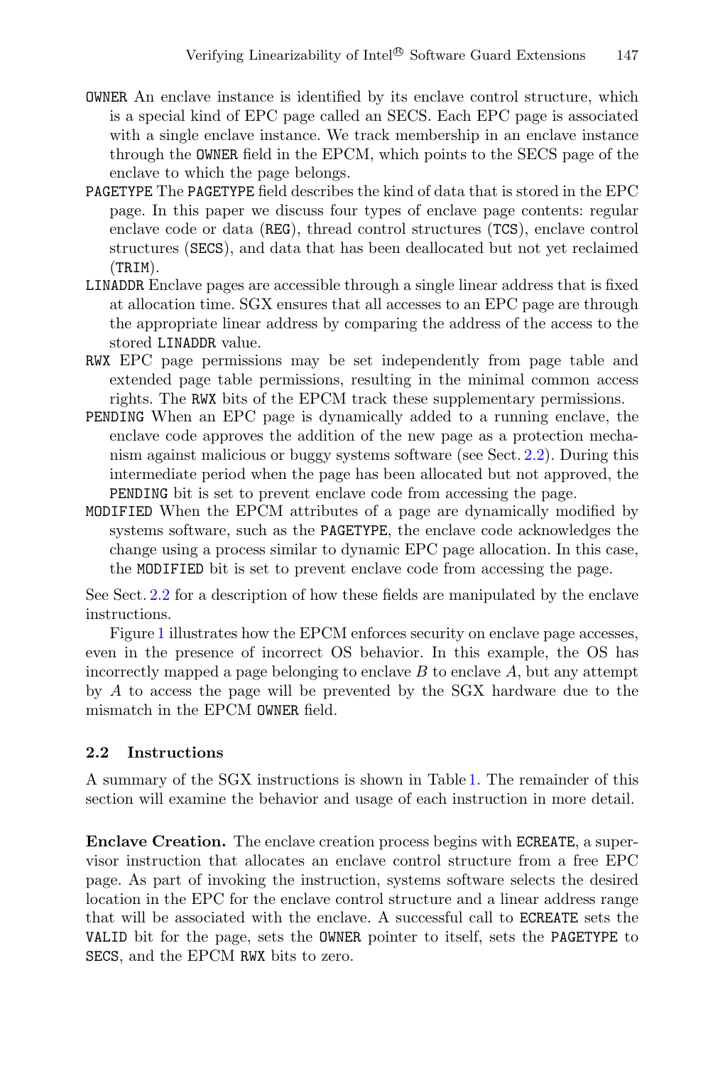OWNER An enclave instance is identified by its enclave control structure, which is a special kind of EPC page called an SECS. Each EPC page is associated with a single enclave instance. We track membership in an enclave instance through the OWNER field in the EPCM, which points to the SECS page of the enclave to which the page belongs.

PAGETYPE The PAGETYPE field describes the kind of data that is stored in the EPC page. In this paper we discuss four types of enclave page contents: regular enclave code or data (REG), thread control structures (TCS), enclave control structures (SECS), and data that has been deallocated but not yet reclaimed (TRIM).

LINADDR Enclave pages are accessible through a single linear address that is fixed at allocation time. SGX ensures that all accesses to an EPC page are through the appropriate linear address by comparing the address of the access to the stored LINADDR value.

RWX EPC page permissions may be set independently from page table and extended page table permissions, resulting in the minimal common access rights. The RWX bits of the EPCM track these supplementary permissions.

PENDING When an EPC page is dynamically added to a running enclave, the enclave code approves the addition of the new page as a protection mechanism against malicious or buggy systems software (see Sect. 2.2). During this intermediate period when the page has been allocated but not approved, the PENDING bit is set to prevent enclave code from accessing the page.

MODIFIED When the EPCM attributes of a page are dynamically modified by systems software, such as the PAGETYPE, the enclave code acknowledges the change using a process similar to dynamic EPC page allocation. In this case, the MODIFIED bit is set to prevent enclave code from accessing the page.

See Sect. 2.2 for a description of how these fields are manipulated by the enclave instructions.

Figure 1 illustrates how the EPCM enforces security on enclave page accesses, even in the presence of incorrect OS behavior. In this example, the OS has incorrectly mapped a page belonging to enclave $B$ to enclave $A$, but any attempt by $A$ to access the page will be prevented by the SGX hardware due to the mismatch in the EPCM OWNER field.

### 2.2 Instructions

A summary of the SGX instructions is shown in Table 1. The remainder of this section will examine the behavior and usage of each instruction in more detail.

**Enclave Creation.** The enclave creation process begins with ECREATE, a supervisor instruction that allocates an enclave control structure from a free EPC page. As part of invoking the instruction, systems software selects the desired location in the EPC for the enclave control structure and a linear address range that will be associated with the enclave. A successful call to ECREATE sets the VALID bit for the page, sets the OWNER pointer to itself, sets the PAGETYPE to SECS, and the EPCM RWX bits to zero.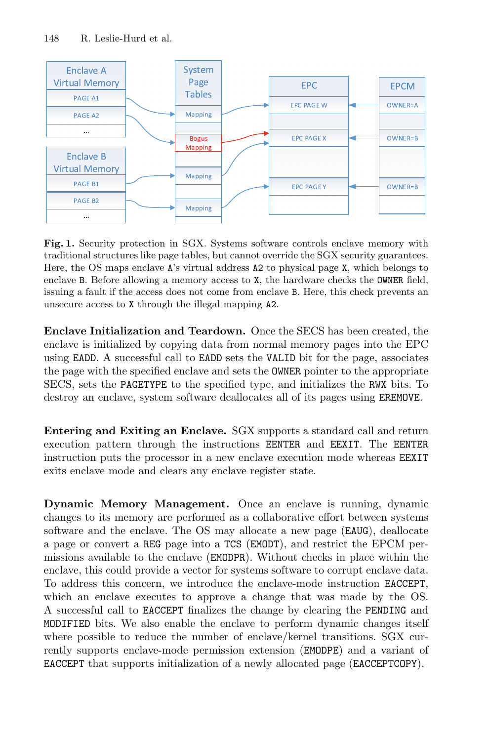Enclave A
Virtual Memory
PAGE A1
PAGE A2
...

Enclave B
Virtual Memory
PAGE B1
PAGE B2
...

System
Page
Tables
Mapping
Bogus
Mapping
Mapping
Mapping

EPC
EPC PAGE W
EPC PAGE X
EPC PAGE Y

EPCM
OWNER=A
OWNER=B
OWNER=B

**Fig. 1.** Security protection in SGX. Systems software controls enclave memory with traditional structures like page tables, but cannot override the SGX security guarantees. Here, the OS maps enclave `A`'s virtual address `A2` to physical page `X`, which belongs to enclave `B`. Before allowing a memory access to `X`, the hardware checks the `OWNER` field, issuing a fault if the access does not come from enclave `B`. Here, this check prevents an unsecure access to `X` through the illegal mapping `A2`.

**Enclave Initialization and Teardown.** Once the SECS has been created, the enclave is initialized by copying data from normal memory pages into the EPC using `EADD`. A successful call to `EADD` sets the `VALID` bit for the page, associates the page with the specified enclave and sets the `OWNER` pointer to the appropriate SECS, sets the `PAGETYPE` to the specified type, and initializes the `RWX` bits. To destroy an enclave, system software deallocates all of its pages using `EREMOVE`.

**Entering and Exiting an Enclave.** SGX supports a standard call and return execution pattern through the instructions `EENTER` and `EEXIT`. The `EENTER` instruction puts the processor in a new enclave execution mode whereas `EEXIT` exits enclave mode and clears any enclave register state.

**Dynamic Memory Management.** Once an enclave is running, dynamic changes to its memory are performed as a collaborative effort between systems software and the enclave. The OS may allocate a new page (`EAUG`), deallocate a page or convert a `REG` page into a `TCS` (`EMODT`), and restrict the EPCM permissions available to the enclave (`EMODPR`). Without checks in place within the enclave, this could provide a vector for systems software to corrupt enclave data. To address this concern, we introduce the enclave-mode instruction `EACCEPT`, which an enclave executes to approve a change that was made by the OS. A successful call to `EACCEPT` finalizes the change by clearing the `PENDING` and `MODIFIED` bits. We also enable the enclave to perform dynamic changes itself where possible to reduce the number of enclave/kernel transitions. SGX currently supports enclave-mode permission extension (`EMODPE`) and a variant of `EACCEPT` that supports initialization of a newly allocated page (`EACCEPTCOPY`).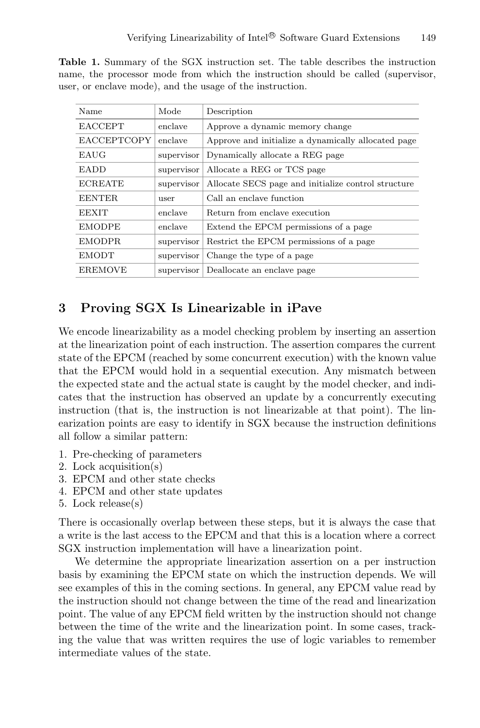**Table 1.** Summary of the SGX instruction set. The table describes the instruction name, the processor mode from which the instruction should be called (supervisor, user, or enclave mode), and the usage of the instruction.

| Name | Mode | Description |
|---|---|---|
| EACCEPT | enclave | Approve a dynamic memory change |
| EACCEPTCOPY | enclave | Approve and initialize a dynamically allocated page |
| EAUG | supervisor | Dynamically allocate a REG page |
| EADD | supervisor | Allocate a REG or TCS page |
| ECREATE | supervisor | Allocate SECS page and initialize control structure |
| EENTER | user | Call an enclave function |
| EEXIT | enclave | Return from enclave execution |
| EMODPE | enclave | Extend the EPCM permissions of a page |
| EMODPR | supervisor | Restrict the EPCM permissions of a page |
| EMODT | supervisor | Change the type of a page |
| EREMOVE | supervisor | Deallocate an enclave page |

## 3 Proving SGX Is Linearizable in iPave

We encode linearizability as a model checking problem by inserting an assertion at the linearization point of each instruction. The assertion compares the current state of the EPCM (reached by some concurrent execution) with the known value that the EPCM would hold in a sequential execution. Any mismatch between the expected state and the actual state is caught by the model checker, and indicates that the instruction has observed an update by a concurrently executing instruction (that is, the instruction is not linearizable at that point). The linearization points are easy to identify in SGX because the instruction definitions all follow a similar pattern:

1. Pre-checking of parameters
2. Lock acquisition(s)
3. EPCM and other state checks
4. EPCM and other state updates
5. Lock release(s)

There is occasionally overlap between these steps, but it is always the case that a write is the last access to the EPCM and that this is a location where a correct SGX instruction implementation will have a linearization point.

We determine the appropriate linearization assertion on a per instruction basis by examining the EPCM state on which the instruction depends. We will see examples of this in the coming sections. In general, any EPCM value read by the instruction should not change between the time of the read and linearization point. The value of any EPCM field written by the instruction should not change between the time of the write and the linearization point. In some cases, tracking the value that was written requires the use of logic variables to remember intermediate values of the state.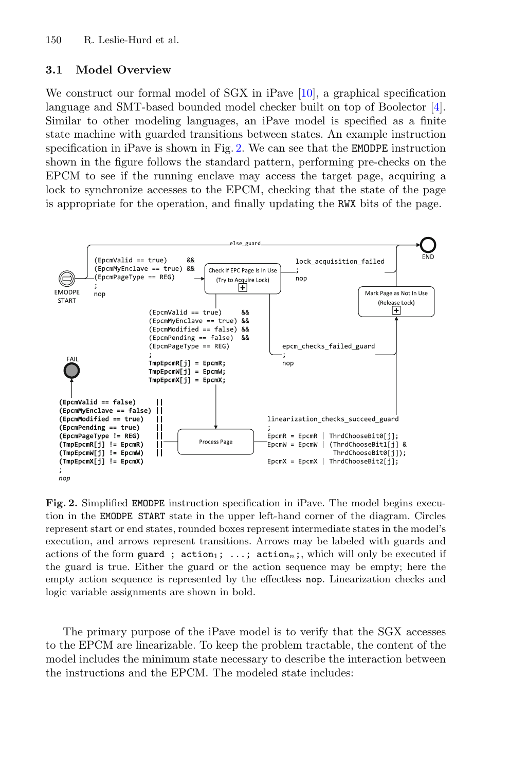### 3.1 Model Overview

We construct our formal model of SGX in iPave [10], a graphical specification language and SMT-based bounded model checker built on top of Boolector [4]. Similar to other modeling languages, an iPave model is specified as a finite state machine with guarded transitions between states. An example instruction specification in iPave is shown in Fig. 2. We can see that the `EMODPE` instruction shown in the figure follows the standard pattern, performing pre-checks on the EPCM to see if the running enclave may access the target page, acquiring a lock to synchronize accesses to the EPCM, checking that the state of the page is appropriate for the operation, and finally updating the `RWX` bits of the page.

```
else_guard

EMODPE START

(EpcmValid == true)     &&
(EpcmMyEnclave == true) &&
(EpcmPageType == REG)
;
nop

Check If EPC Page Is In Use
(Try to Acquire Lock)

lock_acquisition_failed
;
nop

END

Mark Page as Not In Use
(Release Lock)

(EpcmValid == true)     &&
(EpcmMyEnclave == true) &&
(EpcmModified == false) &&
(EpcmPending == false)  &&
(EpcmPageType == REG)
;
TmpEpcmR[j] = EpcmR;
TmpEpcmW[j] = EpcmW;
TmpEpcmX[j] = EpcmX;

epcm_checks_failed_guard
;
nop

FAIL

(EpcmValid == false)     ||
(EpcmMyEnclave == false) ||
(EpcmModified == true)   ||
(EpcmPending == true)    ||
(EpcmPageType != REG)    ||
(TmpEpcmR[j] != EpcmR)   ||
(TmpEpcmW[j] != EpcmW)   ||
(TmpEpcmX[j] != EpcmX)
;
nop

Process Page

linearization_checks_succeed_guard
;
EpcmR = EpcmR | ThrdChooseBit0[j];
EpcmW = EpcmW | (ThrdChooseBit1[j] &
                 ThrdChooseBit0[j]);
EpcmX = EpcmX | ThrdChooseBit2[j];
```

**Fig. 2.** Simplified `EMODPE` instruction specification in iPave. The model begins execution in the `EMODPE START` state in the upper left-hand corner of the diagram. Circles represent start or end states, rounded boxes represent intermediate states in the model's execution, and arrows represent transitions. Arrows may be labeled with guards and actions of the form **guard ; action**$_1$**; ...; action**$_n$**;**, which will only be executed if the guard is true. Either the guard or the action sequence may be empty; here the empty action sequence is represented by the effectless **nop**. Linearization checks and logic variable assignments are shown in bold.

The primary purpose of the iPave model is to verify that the SGX accesses to the EPCM are linearizable. To keep the problem tractable, the content of the model includes the minimum state necessary to describe the interaction between the instructions and the EPCM. The modeled state includes: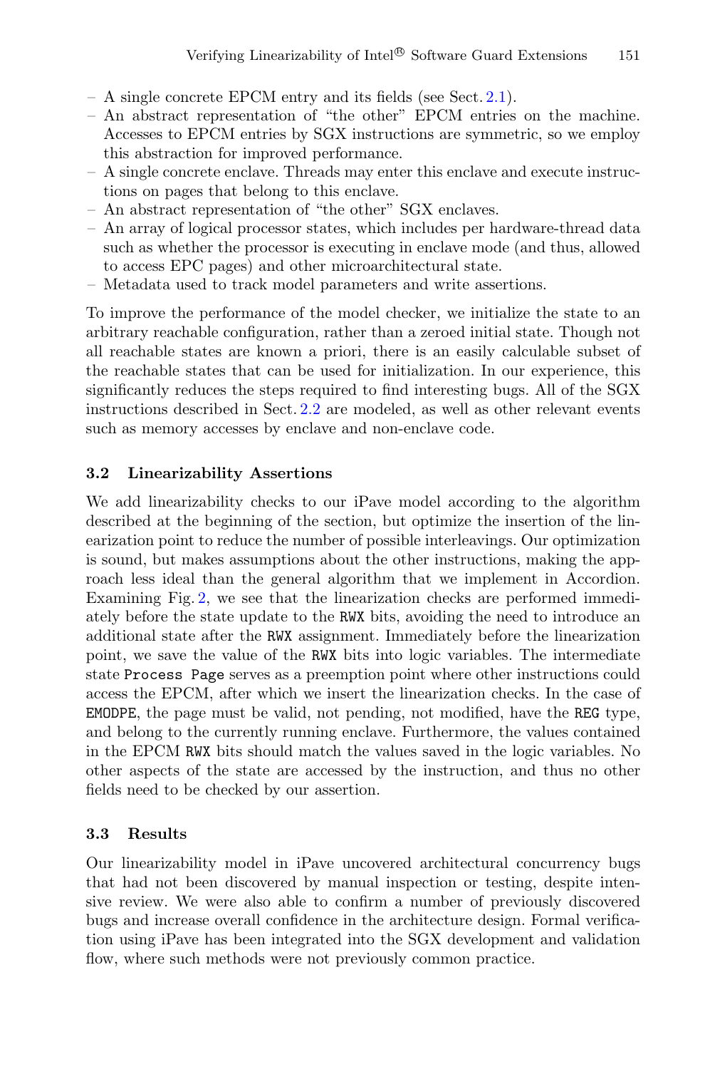- A single concrete EPCM entry and its fields (see Sect. 2.1).
- An abstract representation of "the other" EPCM entries on the machine. Accesses to EPCM entries by SGX instructions are symmetric, so we employ this abstraction for improved performance.
- A single concrete enclave. Threads may enter this enclave and execute instructions on pages that belong to this enclave.
- An abstract representation of "the other" SGX enclaves.
- An array of logical processor states, which includes per hardware-thread data such as whether the processor is executing in enclave mode (and thus, allowed to access EPC pages) and other microarchitectural state.
- Metadata used to track model parameters and write assertions.

To improve the performance of the model checker, we initialize the state to an arbitrary reachable configuration, rather than a zeroed initial state. Though not all reachable states are known a priori, there is an easily calculable subset of the reachable states that can be used for initialization. In our experience, this significantly reduces the steps required to find interesting bugs. All of the SGX instructions described in Sect. 2.2 are modeled, as well as other relevant events such as memory accesses by enclave and non-enclave code.

### 3.2 Linearizability Assertions

We add linearizability checks to our iPave model according to the algorithm described at the beginning of the section, but optimize the insertion of the linearization point to reduce the number of possible interleavings. Our optimization is sound, but makes assumptions about the other instructions, making the approach less ideal than the general algorithm that we implement in Accordion. Examining Fig. 2, we see that the linearization checks are performed immediately before the state update to the `RWX` bits, avoiding the need to introduce an additional state after the `RWX` assignment. Immediately before the linearization point, we save the value of the `RWX` bits into logic variables. The intermediate state `Process Page` serves as a preemption point where other instructions could access the EPCM, after which we insert the linearization checks. In the case of `EMODPE`, the page must be valid, not pending, not modified, have the `REG` type, and belong to the currently running enclave. Furthermore, the values contained in the EPCM `RWX` bits should match the values saved in the logic variables. No other aspects of the state are accessed by the instruction, and thus no other fields need to be checked by our assertion.

### 3.3 Results

Our linearizability model in iPave uncovered architectural concurrency bugs that had not been discovered by manual inspection or testing, despite intensive review. We were also able to confirm a number of previously discovered bugs and increase overall confidence in the architecture design. Formal verification using iPave has been integrated into the SGX development and validation flow, where such methods were not previously common practice.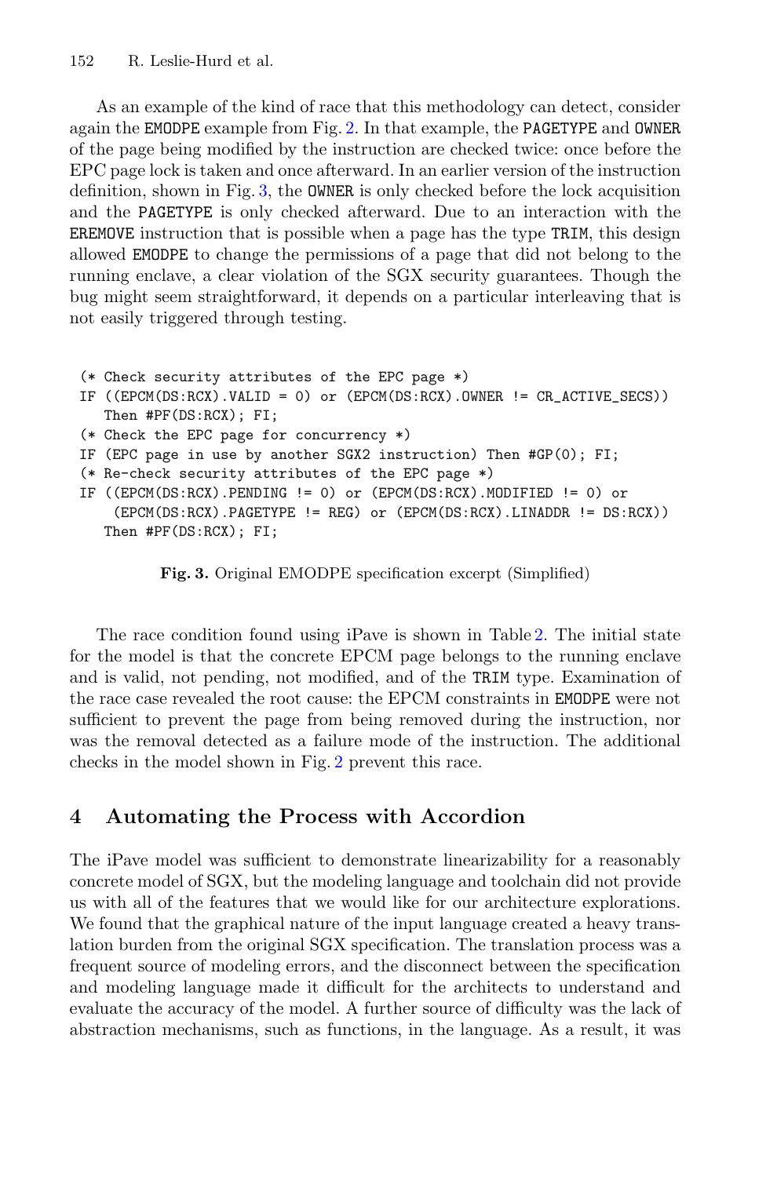As an example of the kind of race that this methodology can detect, consider again the EMODPE example from Fig. 2. In that example, the PAGETYPE and OWNER of the page being modified by the instruction are checked twice: once before the EPC page lock is taken and once afterward. In an earlier version of the instruction definition, shown in Fig. 3, the OWNER is only checked before the lock acquisition and the PAGETYPE is only checked afterward. Due to an interaction with the EREMOVE instruction that is possible when a page has the type TRIM, this design allowed EMODPE to change the permissions of a page that did not belong to the running enclave, a clear violation of the SGX security guarantees. Though the bug might seem straightforward, it depends on a particular interleaving that is not easily triggered through testing.

```
(* Check security attributes of the EPC page *)
IF ((EPCM(DS:RCX).VALID = 0) or (EPCM(DS:RCX).OWNER != CR_ACTIVE_SECS))
   Then #PF(DS:RCX); FI;
(* Check the EPC page for concurrency *)
IF (EPC page in use by another SGX2 instruction) Then #GP(0); FI;
(* Re-check security attributes of the EPC page *)
IF ((EPCM(DS:RCX).PENDING != 0) or (EPCM(DS:RCX).MODIFIED != 0) or
    (EPCM(DS:RCX).PAGETYPE != REG) or (EPCM(DS:RCX).LINADDR != DS:RCX))
   Then #PF(DS:RCX); FI;
```

**Fig. 3.** Original EMODPE specification excerpt (Simplified)

The race condition found using iPave is shown in Table 2. The initial state for the model is that the concrete EPCM page belongs to the running enclave and is valid, not pending, not modified, and of the TRIM type. Examination of the race case revealed the root cause: the EPCM constraints in EMODPE were not sufficient to prevent the page from being removed during the instruction, nor was the removal detected as a failure mode of the instruction. The additional checks in the model shown in Fig. 2 prevent this race.

## 4 Automating the Process with Accordion

The iPave model was sufficient to demonstrate linearizability for a reasonably concrete model of SGX, but the modeling language and toolchain did not provide us with all of the features that we would like for our architecture explorations. We found that the graphical nature of the input language created a heavy translation burden from the original SGX specification. The translation process was a frequent source of modeling errors, and the disconnect between the specification and modeling language made it difficult for the architects to understand and evaluate the accuracy of the model. A further source of difficulty was the lack of abstraction mechanisms, such as functions, in the language. As a result, it was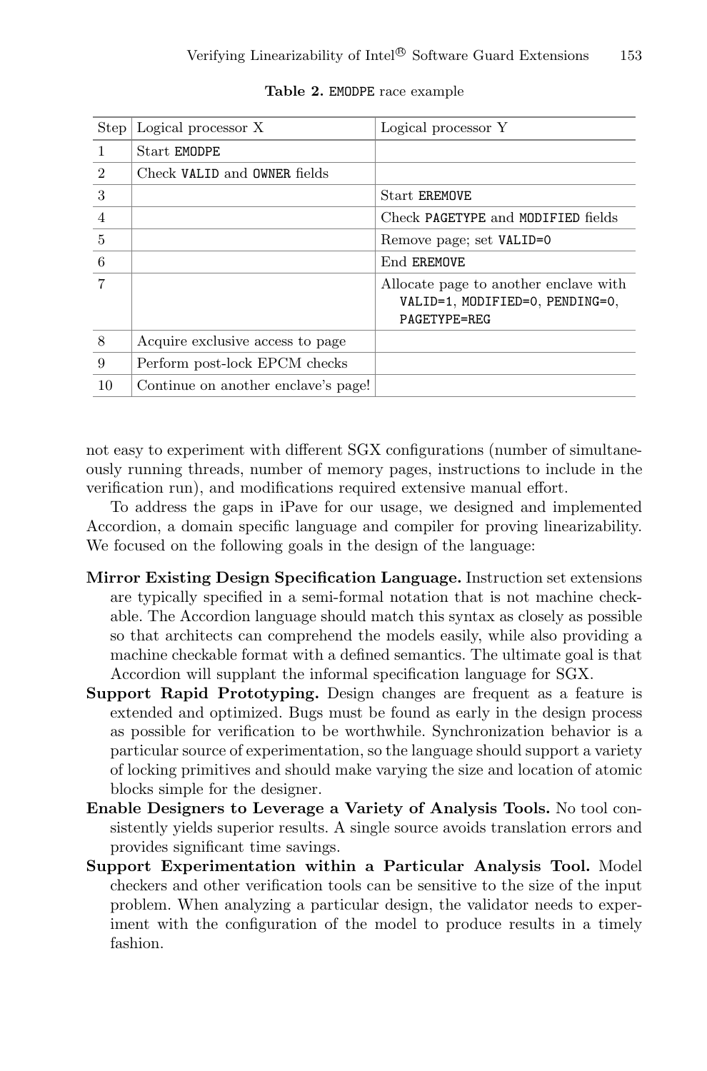**Table 2.** EMODPE race example

| Step | Logical processor X | Logical processor Y |
|---|---|---|
| 1 | Start EMODPE | |
| 2 | Check VALID and OWNER fields | |
| 3 | | Start EREMOVE |
| 4 | | Check PAGETYPE and MODIFIED fields |
| 5 | | Remove page; set VALID=0 |
| 6 | | End EREMOVE |
| 7 | | Allocate page to another enclave with VALID=1, MODIFIED=0, PENDING=0, PAGETYPE=REG |
| 8 | Acquire exclusive access to page | |
| 9 | Perform post-lock EPCM checks | |
| 10 | Continue on another enclave's page! | |

not easy to experiment with different SGX configurations (number of simultaneously running threads, number of memory pages, instructions to include in the verification run), and modifications required extensive manual effort.

To address the gaps in iPave for our usage, we designed and implemented Accordion, a domain specific language and compiler for proving linearizability. We focused on the following goals in the design of the language:

**Mirror Existing Design Specification Language.** Instruction set extensions are typically specified in a semi-formal notation that is not machine checkable. The Accordion language should match this syntax as closely as possible so that architects can comprehend the models easily, while also providing a machine checkable format with a defined semantics. The ultimate goal is that Accordion will supplant the informal specification language for SGX.

**Support Rapid Prototyping.** Design changes are frequent as a feature is extended and optimized. Bugs must be found as early in the design process as possible for verification to be worthwhile. Synchronization behavior is a particular source of experimentation, so the language should support a variety of locking primitives and should make varying the size and location of atomic blocks simple for the designer.

**Enable Designers to Leverage a Variety of Analysis Tools.** No tool consistently yields superior results. A single source avoids translation errors and provides significant time savings.

**Support Experimentation within a Particular Analysis Tool.** Model checkers and other verification tools can be sensitive to the size of the input problem. When analyzing a particular design, the validator needs to experiment with the configuration of the model to produce results in a timely fashion.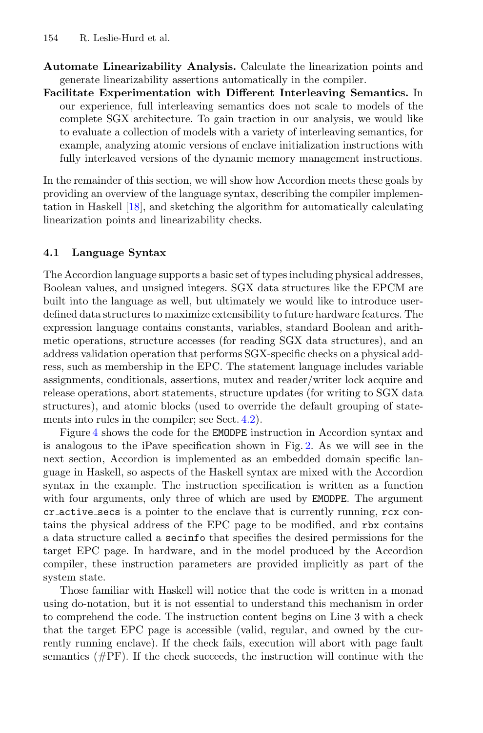**Automate Linearizability Analysis.** Calculate the linearization points and generate linearizability assertions automatically in the compiler.

**Facilitate Experimentation with Different Interleaving Semantics.** In our experience, full interleaving semantics does not scale to models of the complete SGX architecture. To gain traction in our analysis, we would like to evaluate a collection of models with a variety of interleaving semantics, for example, analyzing atomic versions of enclave initialization instructions with fully interleaved versions of the dynamic memory management instructions.

In the remainder of this section, we will show how Accordion meets these goals by providing an overview of the language syntax, describing the compiler implementation in Haskell [18], and sketching the algorithm for automatically calculating linearization points and linearizability checks.

### 4.1 Language Syntax

The Accordion language supports a basic set of types including physical addresses, Boolean values, and unsigned integers. SGX data structures like the EPCM are built into the language as well, but ultimately we would like to introduce user-defined data structures to maximize extensibility to future hardware features. The expression language contains constants, variables, standard Boolean and arithmetic operations, structure accesses (for reading SGX data structures), and an address validation operation that performs SGX-specific checks on a physical address, such as membership in the EPC. The statement language includes variable assignments, conditionals, assertions, mutex and reader/writer lock acquire and release operations, abort statements, structure updates (for writing to SGX data structures), and atomic blocks (used to override the default grouping of statements into rules in the compiler; see Sect. 4.2).

Figure 4 shows the code for the `EMODPE` instruction in Accordion syntax and is analogous to the iPave specification shown in Fig. 2. As we will see in the next section, Accordion is implemented as an embedded domain specific language in Haskell, so aspects of the Haskell syntax are mixed with the Accordion syntax in the example. The instruction specification is written as a function with four arguments, only three of which are used by `EMODPE`. The argument `cr_active_secs` is a pointer to the enclave that is currently running, `rcx` contains the physical address of the EPC page to be modified, and `rbx` contains a data structure called a `secinfo` that specifies the desired permissions for the target EPC page. In hardware, and in the model produced by the Accordion compiler, these instruction parameters are provided implicitly as part of the system state.

Those familiar with Haskell will notice that the code is written in a monad using do-notation, but it is not essential to understand this mechanism in order to comprehend the code. The instruction content begins on Line 3 with a check that the target EPC page is accessible (valid, regular, and owned by the currently running enclave). If the check fails, execution will abort with page fault semantics (#PF). If the check succeeds, the instruction will continue with the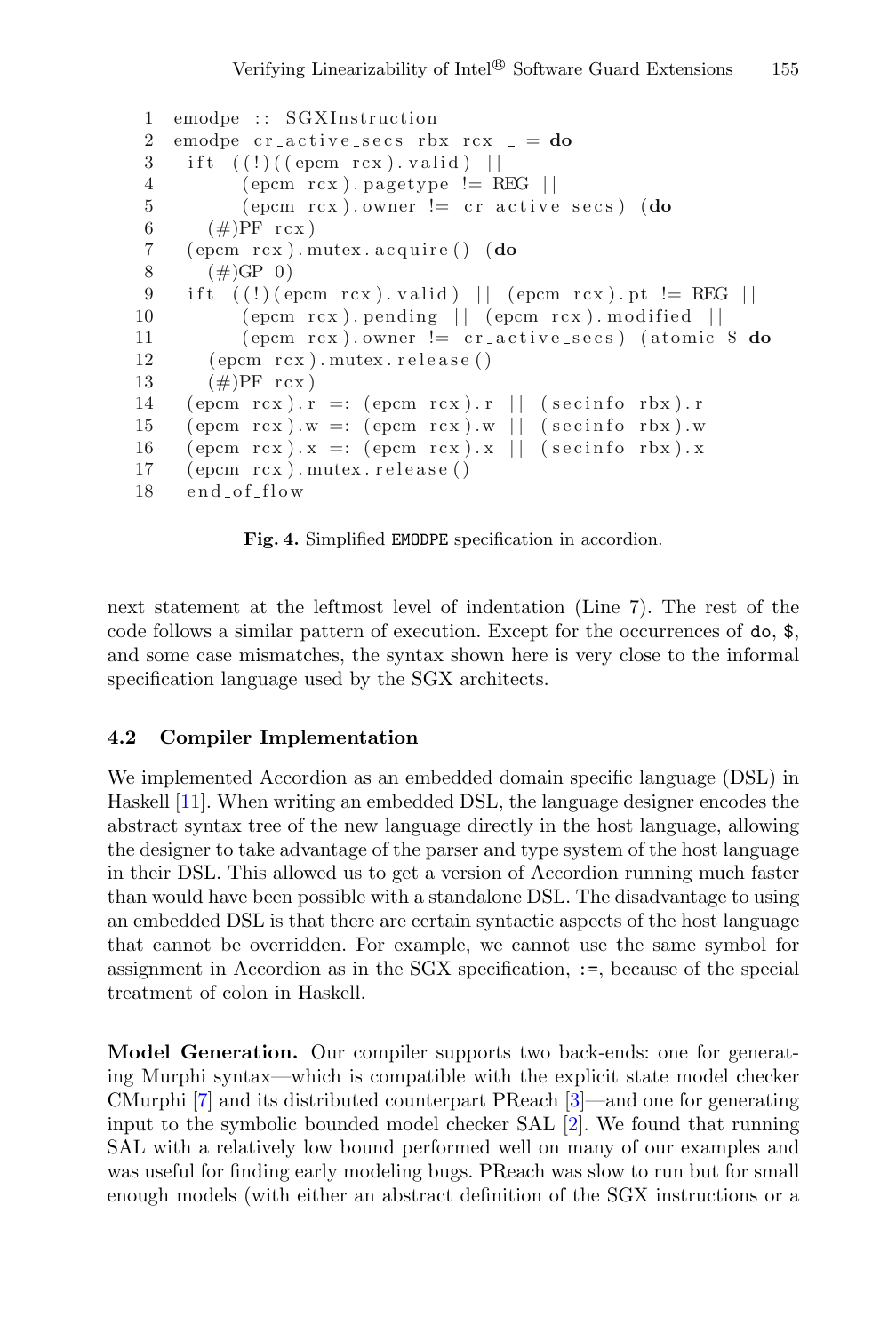```
1   emodpe :: SGXInstruction
2   emodpe cr_active_secs rbx rcx _ = do
3    ift ((!)((epcm rcx).valid) ||
4         (epcm rcx).pagetype != REG ||
5         (epcm rcx).owner != cr_active_secs) (do
6      (#)PF rcx)
7    (epcm rcx).mutex.acquire() (do
8      (#)GP 0)
9    ift ((!)(epcm rcx).valid) || (epcm rcx).pt != REG ||
10        (epcm rcx).pending || (epcm rcx).modified ||
11        (epcm rcx).owner != cr_active_secs) (atomic $ do
12     (epcm rcx).mutex.release()
13     (#)PF rcx)
14   (epcm rcx).r =: (epcm rcx).r || (secinfo rbx).r
15   (epcm rcx).w =: (epcm rcx).w || (secinfo rbx).w
16   (epcm rcx).x =: (epcm rcx).x || (secinfo rbx).x
17   (epcm rcx).mutex.release()
18   end_of_flow
```

**Fig. 4.** Simplified `EMODPE` specification in accordion.

next statement at the leftmost level of indentation (Line 7). The rest of the code follows a similar pattern of execution. Except for the occurrences of `do`, `$`, and some case mismatches, the syntax shown here is very close to the informal specification language used by the SGX architects.

### 4.2 Compiler Implementation

We implemented Accordion as an embedded domain specific language (DSL) in Haskell [11]. When writing an embedded DSL, the language designer encodes the abstract syntax tree of the new language directly in the host language, allowing the designer to take advantage of the parser and type system of the host language in their DSL. This allowed us to get a version of Accordion running much faster than would have been possible with a standalone DSL. The disadvantage to using an embedded DSL is that there are certain syntactic aspects of the host language that cannot be overridden. For example, we cannot use the same symbol for assignment in Accordion as in the SGX specification, `:=`, because of the special treatment of colon in Haskell.

**Model Generation.** Our compiler supports two back-ends: one for generating Murphi syntax—which is compatible with the explicit state model checker CMurphi [7] and its distributed counterpart PReach [3]—and one for generating input to the symbolic bounded model checker SAL [2]. We found that running SAL with a relatively low bound performed well on many of our examples and was useful for finding early modeling bugs. PReach was slow to run but for small enough models (with either an abstract definition of the SGX instructions or a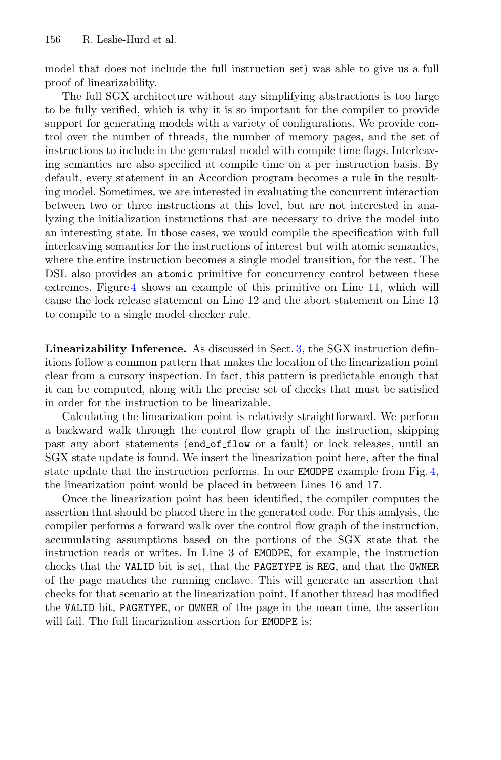model that does not include the full instruction set) was able to give us a full proof of linearizability.

The full SGX architecture without any simplifying abstractions is too large to be fully verified, which is why it is so important for the compiler to provide support for generating models with a variety of configurations. We provide control over the number of threads, the number of memory pages, and the set of instructions to include in the generated model with compile time flags. Interleaving semantics are also specified at compile time on a per instruction basis. By default, every statement in an Accordion program becomes a rule in the resulting model. Sometimes, we are interested in evaluating the concurrent interaction between two or three instructions at this level, but are not interested in analyzing the initialization instructions that are necessary to drive the model into an interesting state. In those cases, we would compile the specification with full interleaving semantics for the instructions of interest but with atomic semantics, where the entire instruction becomes a single model transition, for the rest. The DSL also provides an `atomic` primitive for concurrency control between these extremes. Figure 4 shows an example of this primitive on Line 11, which will cause the lock release statement on Line 12 and the abort statement on Line 13 to compile to a single model checker rule.

**Linearizability Inference.** As discussed in Sect. 3, the SGX instruction definitions follow a common pattern that makes the location of the linearization point clear from a cursory inspection. In fact, this pattern is predictable enough that it can be computed, along with the precise set of checks that must be satisfied in order for the instruction to be linearizable.

Calculating the linearization point is relatively straightforward. We perform a backward walk through the control flow graph of the instruction, skipping past any abort statements (`end_of_flow` or a fault) or lock releases, until an SGX state update is found. We insert the linearization point here, after the final state update that the instruction performs. In our EMODPE example from Fig. 4, the linearization point would be placed in between Lines 16 and 17.

Once the linearization point has been identified, the compiler computes the assertion that should be placed there in the generated code. For this analysis, the compiler performs a forward walk over the control flow graph of the instruction, accumulating assumptions based on the portions of the SGX state that the instruction reads or writes. In Line 3 of EMODPE, for example, the instruction checks that the VALID bit is set, that the PAGETYPE is REG, and that the OWNER of the page matches the running enclave. This will generate an assertion that checks for that scenario at the linearization point. If another thread has modified the VALID bit, PAGETYPE, or OWNER of the page in the mean time, the assertion will fail. The full linearization assertion for EMODPE is: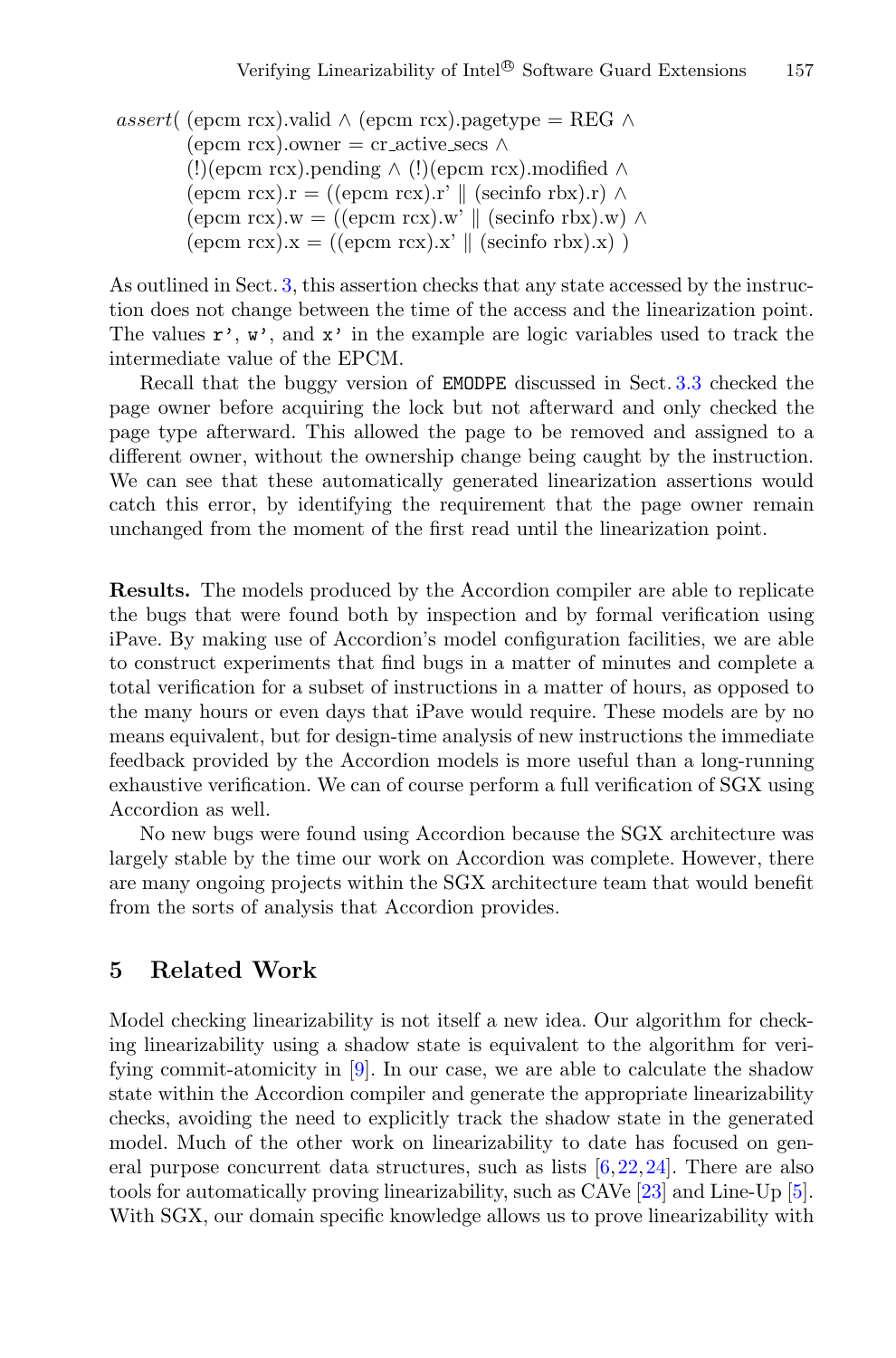*assert*( (epcm rcx).valid ∧ (epcm rcx).pagetype = REG ∧
(epcm rcx).owner = cr_active_secs ∧
(!)(epcm rcx).pending ∧ (!)(epcm rcx).modified ∧
(epcm rcx).r = ((epcm rcx).r' ∥ (secinfo rbx).r) ∧
(epcm rcx).w = ((epcm rcx).w' ∥ (secinfo rbx).w) ∧
(epcm rcx).x = ((epcm rcx).x' ∥ (secinfo rbx).x) )

As outlined in Sect. 3, this assertion checks that any state accessed by the instruction does not change between the time of the access and the linearization point. The values `r'`, `w'`, and `x'` in the example are logic variables used to track the intermediate value of the EPCM.

Recall that the buggy version of `EMODPE` discussed in Sect. 3.3 checked the page owner before acquiring the lock but not afterward and only checked the page type afterward. This allowed the page to be removed and assigned to a different owner, without the ownership change being caught by the instruction. We can see that these automatically generated linearization assertions would catch this error, by identifying the requirement that the page owner remain unchanged from the moment of the first read until the linearization point.

**Results.** The models produced by the Accordion compiler are able to replicate the bugs that were found both by inspection and by formal verification using iPave. By making use of Accordion's model configuration facilities, we are able to construct experiments that find bugs in a matter of minutes and complete a total verification for a subset of instructions in a matter of hours, as opposed to the many hours or even days that iPave would require. These models are by no means equivalent, but for design-time analysis of new instructions the immediate feedback provided by the Accordion models is more useful than a long-running exhaustive verification. We can of course perform a full verification of SGX using Accordion as well.

No new bugs were found using Accordion because the SGX architecture was largely stable by the time our work on Accordion was complete. However, there are many ongoing projects within the SGX architecture team that would benefit from the sorts of analysis that Accordion provides.

## 5 Related Work

Model checking linearizability is not itself a new idea. Our algorithm for checking linearizability using a shadow state is equivalent to the algorithm for verifying commit-atomicity in [9]. In our case, we are able to calculate the shadow state within the Accordion compiler and generate the appropriate linearizability checks, avoiding the need to explicitly track the shadow state in the generated model. Much of the other work on linearizability to date has focused on general purpose concurrent data structures, such as lists [6,22,24]. There are also tools for automatically proving linearizability, such as CAVe [23] and Line-Up [5]. With SGX, our domain specific knowledge allows us to prove linearizability with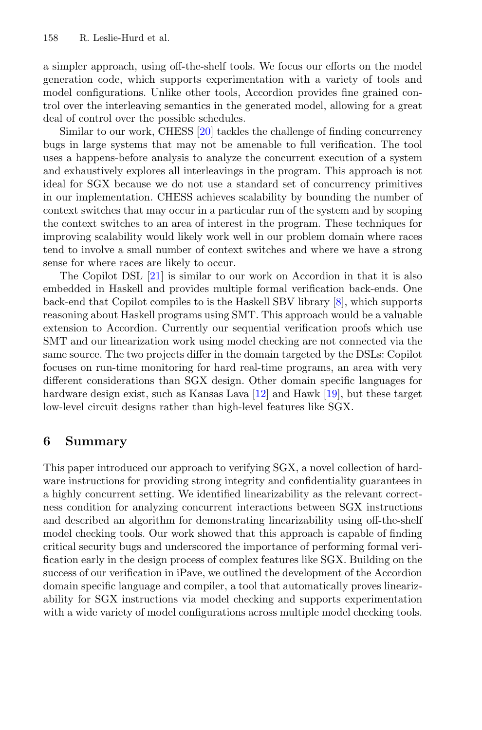a simpler approach, using off-the-shelf tools. We focus our efforts on the model generation code, which supports experimentation with a variety of tools and model configurations. Unlike other tools, Accordion provides fine grained control over the interleaving semantics in the generated model, allowing for a great deal of control over the possible schedules.

Similar to our work, CHESS [20] tackles the challenge of finding concurrency bugs in large systems that may not be amenable to full verification. The tool uses a happens-before analysis to analyze the concurrent execution of a system and exhaustively explores all interleavings in the program. This approach is not ideal for SGX because we do not use a standard set of concurrency primitives in our implementation. CHESS achieves scalability by bounding the number of context switches that may occur in a particular run of the system and by scoping the context switches to an area of interest in the program. These techniques for improving scalability would likely work well in our problem domain where races tend to involve a small number of context switches and where we have a strong sense for where races are likely to occur.

The Copilot DSL [21] is similar to our work on Accordion in that it is also embedded in Haskell and provides multiple formal verification back-ends. One back-end that Copilot compiles to is the Haskell SBV library [8], which supports reasoning about Haskell programs using SMT. This approach would be a valuable extension to Accordion. Currently our sequential verification proofs which use SMT and our linearization work using model checking are not connected via the same source. The two projects differ in the domain targeted by the DSLs: Copilot focuses on run-time monitoring for hard real-time programs, an area with very different considerations than SGX design. Other domain specific languages for hardware design exist, such as Kansas Lava [12] and Hawk [19], but these target low-level circuit designs rather than high-level features like SGX.

## 6 Summary

This paper introduced our approach to verifying SGX, a novel collection of hardware instructions for providing strong integrity and confidentiality guarantees in a highly concurrent setting. We identified linearizability as the relevant correctness condition for analyzing concurrent interactions between SGX instructions and described an algorithm for demonstrating linearizability using off-the-shelf model checking tools. Our work showed that this approach is capable of finding critical security bugs and underscored the importance of performing formal verification early in the design process of complex features like SGX. Building on the success of our verification in iPave, we outlined the development of the Accordion domain specific language and compiler, a tool that automatically proves linearizability for SGX instructions via model checking and supports experimentation with a wide variety of model configurations across multiple model checking tools.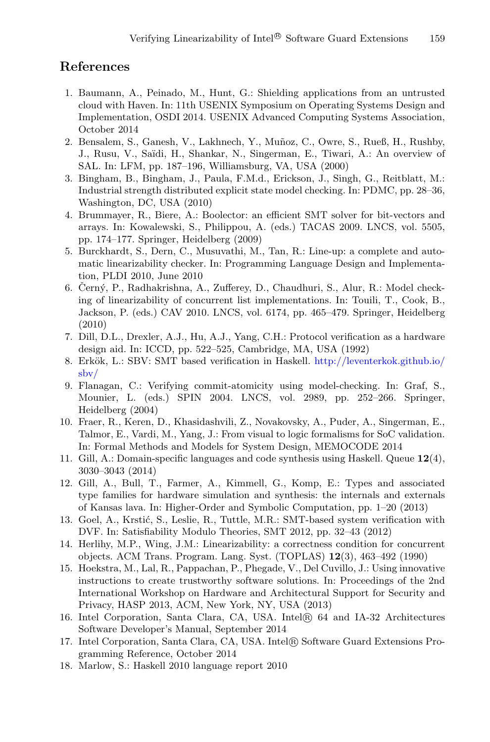## References

1. Baumann, A., Peinado, M., Hunt, G.: Shielding applications from an untrusted cloud with Haven. In: 11th USENIX Symposium on Operating Systems Design and Implementation, OSDI 2014. USENIX Advanced Computing Systems Association, October 2014
2. Bensalem, S., Ganesh, V., Lakhnech, Y., Muñoz, C., Owre, S., Rueß, H., Rushby, J., Rusu, V., Saïdi, H., Shankar, N., Singerman, E., Tiwari, A.: An overview of SAL. In: LFM, pp. 187–196, Williamsburg, VA, USA (2000)
3. Bingham, B., Bingham, J., Paula, F.M.d., Erickson, J., Singh, G., Reitblatt, M.: Industrial strength distributed explicit state model checking. In: PDMC, pp. 28–36, Washington, DC, USA (2010)
4. Brummayer, R., Biere, A.: Boolector: an efficient SMT solver for bit-vectors and arrays. In: Kowalewski, S., Philippou, A. (eds.) TACAS 2009. LNCS, vol. 5505, pp. 174–177. Springer, Heidelberg (2009)
5. Burckhardt, S., Dern, C., Musuvathi, M., Tan, R.: Line-up: a complete and automatic linearizability checker. In: Programming Language Design and Implementation, PLDI 2010, June 2010
6. Černý, P., Radhakrishna, A., Zufferey, D., Chaudhuri, S., Alur, R.: Model checking of linearizability of concurrent list implementations. In: Touili, T., Cook, B., Jackson, P. (eds.) CAV 2010. LNCS, vol. 6174, pp. 465–479. Springer, Heidelberg (2010)
7. Dill, D.L., Drexler, A.J., Hu, A.J., Yang, C.H.: Protocol verification as a hardware design aid. In: ICCD, pp. 522–525, Cambridge, MA, USA (1992)
8. Erkök, L.: SBV: SMT based verification in Haskell. http://leventerkok.github.io/sbv/
9. Flanagan, C.: Verifying commit-atomicity using model-checking. In: Graf, S., Mounier, L. (eds.) SPIN 2004. LNCS, vol. 2989, pp. 252–266. Springer, Heidelberg (2004)
10. Fraer, R., Keren, D., Khasidashvili, Z., Novakovsky, A., Puder, A., Singerman, E., Talmor, E., Vardi, M., Yang, J.: From visual to logic formalisms for SoC validation. In: Formal Methods and Models for System Design, MEMOCODE 2014
11. Gill, A.: Domain-specific languages and code synthesis using Haskell. Queue **12**(4), 3030–3043 (2014)
12. Gill, A., Bull, T., Farmer, A., Kimmell, G., Komp, E.: Types and associated type families for hardware simulation and synthesis: the internals and externals of Kansas lava. In: Higher-Order and Symbolic Computation, pp. 1–20 (2013)
13. Goel, A., Krstić, S., Leslie, R., Tuttle, M.R.: SMT-based system verification with DVF. In: Satisfiability Modulo Theories, SMT 2012, pp. 32–43 (2012)
14. Herlihy, M.P., Wing, J.M.: Linearizability: a correctness condition for concurrent objects. ACM Trans. Program. Lang. Syst. (TOPLAS) **12**(3), 463–492 (1990)
15. Hoekstra, M., Lal, R., Pappachan, P., Phegade, V., Del Cuvillo, J.: Using innovative instructions to create trustworthy software solutions. In: Proceedings of the 2nd International Workshop on Hardware and Architectural Support for Security and Privacy, HASP 2013, ACM, New York, NY, USA (2013)
16. Intel Corporation, Santa Clara, CA, USA. Intel® 64 and IA-32 Architectures Software Developer's Manual, September 2014
17. Intel Corporation, Santa Clara, CA, USA. Intel® Software Guard Extensions Programming Reference, October 2014
18. Marlow, S.: Haskell 2010 language report 2010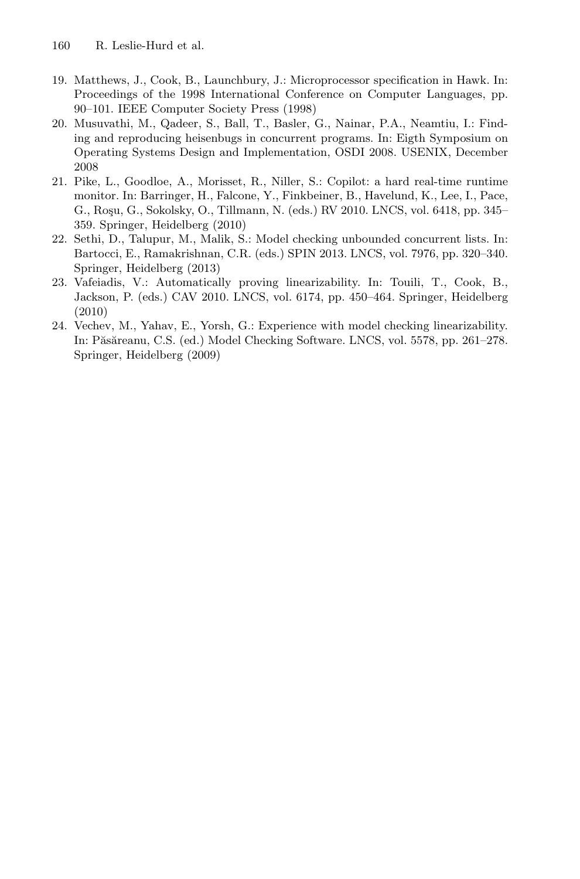19. Matthews, J., Cook, B., Launchbury, J.: Microprocessor specification in Hawk. In: Proceedings of the 1998 International Conference on Computer Languages, pp. 90–101. IEEE Computer Society Press (1998)
20. Musuvathi, M., Qadeer, S., Ball, T., Basler, G., Nainar, P.A., Neamtiu, I.: Finding and reproducing heisenbugs in concurrent programs. In: Eigth Symposium on Operating Systems Design and Implementation, OSDI 2008. USENIX, December 2008
21. Pike, L., Goodloe, A., Morisset, R., Niller, S.: Copilot: a hard real-time runtime monitor. In: Barringer, H., Falcone, Y., Finkbeiner, B., Havelund, K., Lee, I., Pace, G., Roşu, G., Sokolsky, O., Tillmann, N. (eds.) RV 2010. LNCS, vol. 6418, pp. 345–359. Springer, Heidelberg (2010)
22. Sethi, D., Talupur, M., Malik, S.: Model checking unbounded concurrent lists. In: Bartocci, E., Ramakrishnan, C.R. (eds.) SPIN 2013. LNCS, vol. 7976, pp. 320–340. Springer, Heidelberg (2013)
23. Vafeiadis, V.: Automatically proving linearizability. In: Touili, T., Cook, B., Jackson, P. (eds.) CAV 2010. LNCS, vol. 6174, pp. 450–464. Springer, Heidelberg (2010)
24. Vechev, M., Yahav, E., Yorsh, G.: Experience with model checking linearizability. In: Păsăreanu, C.S. (ed.) Model Checking Software. LNCS, vol. 5578, pp. 261–278. Springer, Heidelberg (2009)